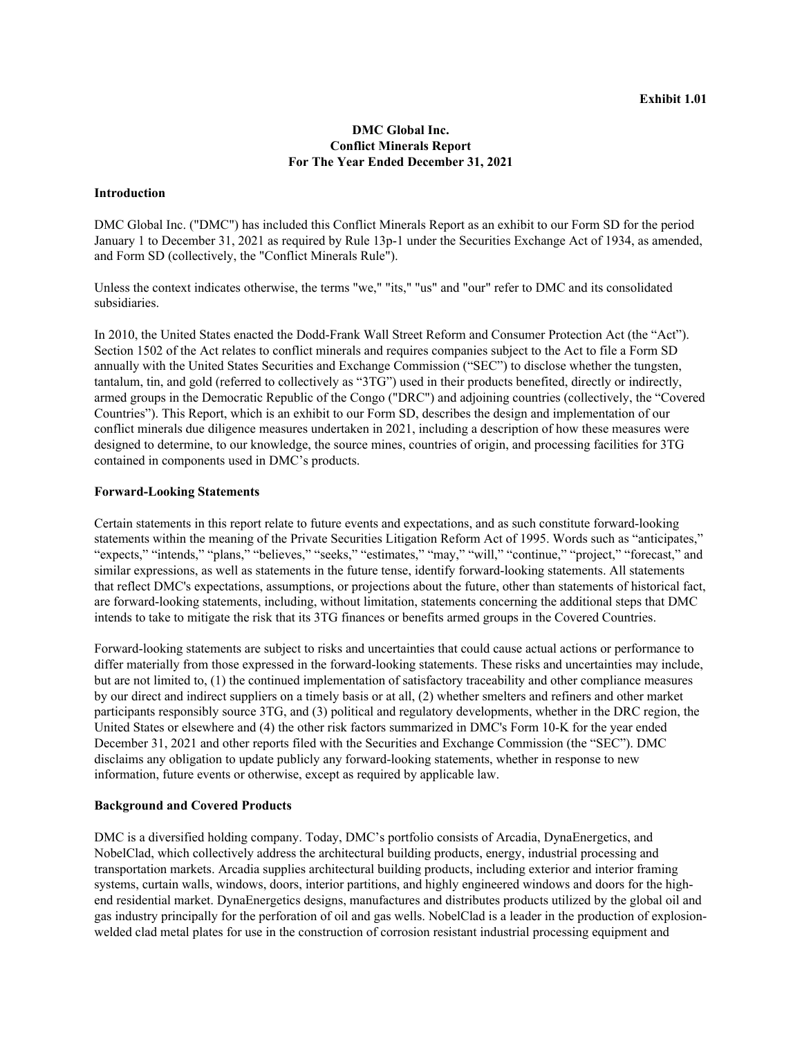**Exhibit 1.01**

# DMC Global Inc.
# Conflict Minerals Report
# For The Year Ended December 31, 2021

## Introduction

DMC Global Inc. ("DMC") has included this Conflict Minerals Report as an exhibit to our Form SD for the period January 1 to December 31, 2021 as required by Rule 13p-1 under the Securities Exchange Act of 1934, as amended, and Form SD (collectively, the "Conflict Minerals Rule").

Unless the context indicates otherwise, the terms "we," "its," "us" and "our" refer to DMC and its consolidated subsidiaries.

In 2010, the United States enacted the Dodd-Frank Wall Street Reform and Consumer Protection Act (the "Act"). Section 1502 of the Act relates to conflict minerals and requires companies subject to the Act to file a Form SD annually with the United States Securities and Exchange Commission ("SEC") to disclose whether the tungsten, tantalum, tin, and gold (referred to collectively as "3TG") used in their products benefited, directly or indirectly, armed groups in the Democratic Republic of the Congo ("DRC") and adjoining countries (collectively, the "Covered Countries"). This Report, which is an exhibit to our Form SD, describes the design and implementation of our conflict minerals due diligence measures undertaken in 2021, including a description of how these measures were designed to determine, to our knowledge, the source mines, countries of origin, and processing facilities for 3TG contained in components used in DMC's products.

## Forward-Looking Statements

Certain statements in this report relate to future events and expectations, and as such constitute forward-looking statements within the meaning of the Private Securities Litigation Reform Act of 1995. Words such as "anticipates," "expects," "intends," "plans," "believes," "seeks," "estimates," "may," "will," "continue," "project," "forecast," and similar expressions, as well as statements in the future tense, identify forward-looking statements. All statements that reflect DMC's expectations, assumptions, or projections about the future, other than statements of historical fact, are forward-looking statements, including, without limitation, statements concerning the additional steps that DMC intends to take to mitigate the risk that its 3TG finances or benefits armed groups in the Covered Countries.

Forward-looking statements are subject to risks and uncertainties that could cause actual actions or performance to differ materially from those expressed in the forward-looking statements. These risks and uncertainties may include, but are not limited to, (1) the continued implementation of satisfactory traceability and other compliance measures by our direct and indirect suppliers on a timely basis or at all, (2) whether smelters and refiners and other market participants responsibly source 3TG, and (3) political and regulatory developments, whether in the DRC region, the United States or elsewhere and (4) the other risk factors summarized in DMC's Form 10-K for the year ended December 31, 2021 and other reports filed with the Securities and Exchange Commission (the "SEC"). DMC disclaims any obligation to update publicly any forward-looking statements, whether in response to new information, future events or otherwise, except as required by applicable law.

## Background and Covered Products

DMC is a diversified holding company. Today, DMC's portfolio consists of Arcadia, DynaEnergetics, and NobelClad, which collectively address the architectural building products, energy, industrial processing and transportation markets. Arcadia supplies architectural building products, including exterior and interior framing systems, curtain walls, windows, doors, interior partitions, and highly engineered windows and doors for the high-end residential market. DynaEnergetics designs, manufactures and distributes products utilized by the global oil and gas industry principally for the perforation of oil and gas wells. NobelClad is a leader in the production of explosion-welded clad metal plates for use in the construction of corrosion resistant industrial processing equipment and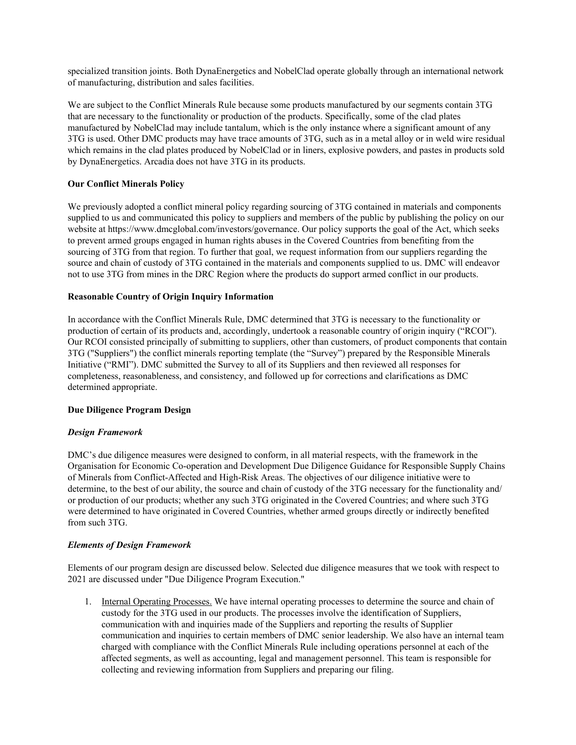specialized transition joints. Both DynaEnergetics and NobelClad operate globally through an international network of manufacturing, distribution and sales facilities.

We are subject to the Conflict Minerals Rule because some products manufactured by our segments contain 3TG that are necessary to the functionality or production of the products. Specifically, some of the clad plates manufactured by NobelClad may include tantalum, which is the only instance where a significant amount of any 3TG is used. Other DMC products may have trace amounts of 3TG, such as in a metal alloy or in weld wire residual which remains in the clad plates produced by NobelClad or in liners, explosive powders, and pastes in products sold by DynaEnergetics. Arcadia does not have 3TG in its products.

**Our Conflict Minerals Policy**

We previously adopted a conflict mineral policy regarding sourcing of 3TG contained in materials and components supplied to us and communicated this policy to suppliers and members of the public by publishing the policy on our website at https://www.dmcglobal.com/investors/governance. Our policy supports the goal of the Act, which seeks to prevent armed groups engaged in human rights abuses in the Covered Countries from benefiting from the sourcing of 3TG from that region. To further that goal, we request information from our suppliers regarding the source and chain of custody of 3TG contained in the materials and components supplied to us. DMC will endeavor not to use 3TG from mines in the DRC Region where the products do support armed conflict in our products.

**Reasonable Country of Origin Inquiry Information**

In accordance with the Conflict Minerals Rule, DMC determined that 3TG is necessary to the functionality or production of certain of its products and, accordingly, undertook a reasonable country of origin inquiry ("RCOI"). Our RCOI consisted principally of submitting to suppliers, other than customers, of product components that contain 3TG ("Suppliers") the conflict minerals reporting template (the "Survey") prepared by the Responsible Minerals Initiative ("RMI"). DMC submitted the Survey to all of its Suppliers and then reviewed all responses for completeness, reasonableness, and consistency, and followed up for corrections and clarifications as DMC determined appropriate.

**Due Diligence Program Design**

***Design Framework***

DMC's due diligence measures were designed to conform, in all material respects, with the framework in the Organisation for Economic Co-operation and Development Due Diligence Guidance for Responsible Supply Chains of Minerals from Conflict-Affected and High-Risk Areas. The objectives of our diligence initiative were to determine, to the best of our ability, the source and chain of custody of the 3TG necessary for the functionality and/ or production of our products; whether any such 3TG originated in the Covered Countries; and where such 3TG were determined to have originated in Covered Countries, whether armed groups directly or indirectly benefited from such 3TG.

***Elements of Design Framework***

Elements of our program design are discussed below. Selected due diligence measures that we took with respect to 2021 are discussed under "Due Diligence Program Execution."

1. Internal Operating Processes. We have internal operating processes to determine the source and chain of custody for the 3TG used in our products. The processes involve the identification of Suppliers, communication with and inquiries made of the Suppliers and reporting the results of Supplier communication and inquiries to certain members of DMC senior leadership. We also have an internal team charged with compliance with the Conflict Minerals Rule including operations personnel at each of the affected segments, as well as accounting, legal and management personnel. This team is responsible for collecting and reviewing information from Suppliers and preparing our filing.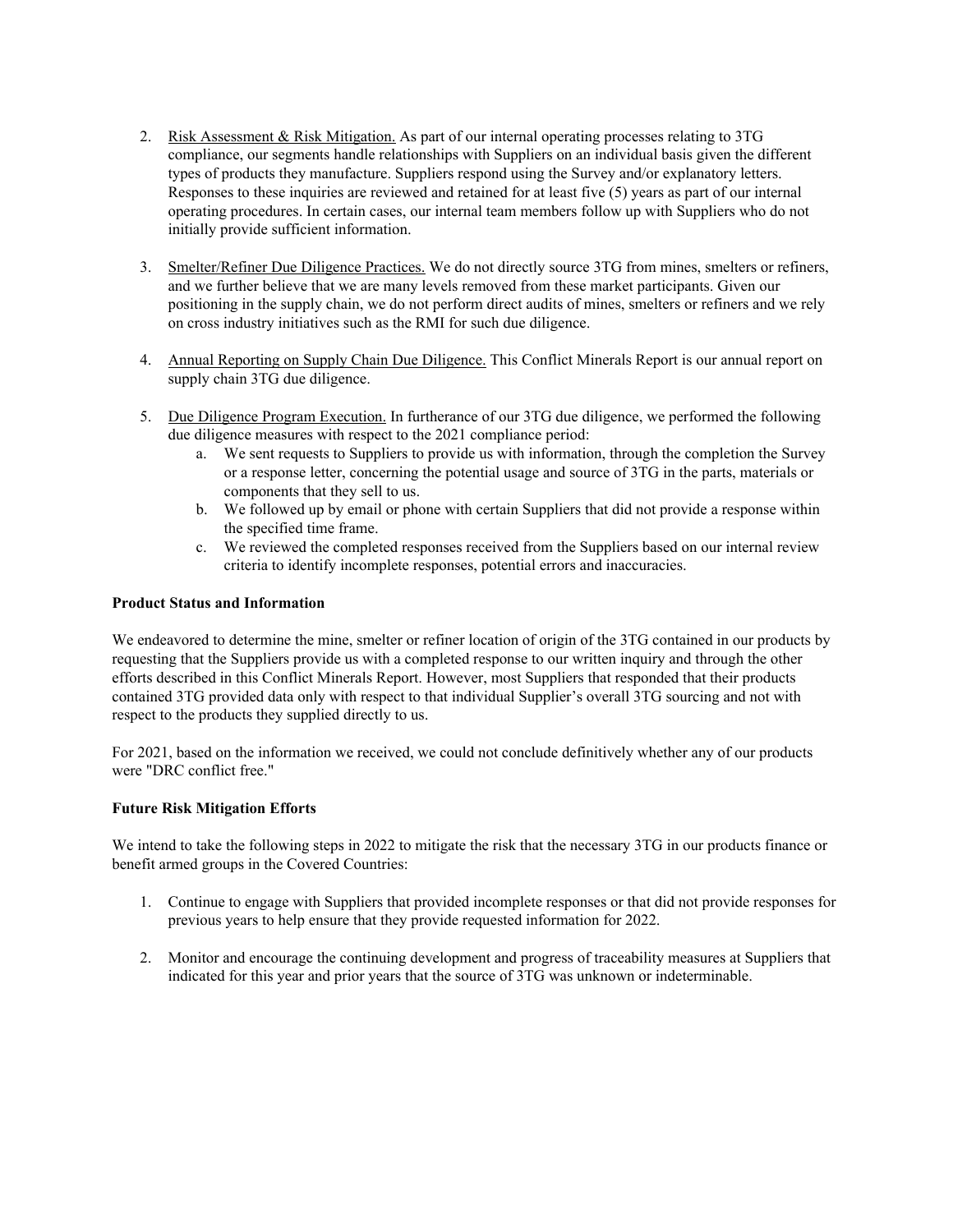2. Risk Assessment & Risk Mitigation. As part of our internal operating processes relating to 3TG compliance, our segments handle relationships with Suppliers on an individual basis given the different types of products they manufacture. Suppliers respond using the Survey and/or explanatory letters. Responses to these inquiries are reviewed and retained for at least five (5) years as part of our internal operating procedures. In certain cases, our internal team members follow up with Suppliers who do not initially provide sufficient information.

3. Smelter/Refiner Due Diligence Practices. We do not directly source 3TG from mines, smelters or refiners, and we further believe that we are many levels removed from these market participants. Given our positioning in the supply chain, we do not perform direct audits of mines, smelters or refiners and we rely on cross industry initiatives such as the RMI for such due diligence.

4. Annual Reporting on Supply Chain Due Diligence. This Conflict Minerals Report is our annual report on supply chain 3TG due diligence.

5. Due Diligence Program Execution. In furtherance of our 3TG due diligence, we performed the following due diligence measures with respect to the 2021 compliance period:
   a. We sent requests to Suppliers to provide us with information, through the completion the Survey or a response letter, concerning the potential usage and source of 3TG in the parts, materials or components that they sell to us.
   b. We followed up by email or phone with certain Suppliers that did not provide a response within the specified time frame.
   c. We reviewed the completed responses received from the Suppliers based on our internal review criteria to identify incomplete responses, potential errors and inaccuracies.

**Product Status and Information**

We endeavored to determine the mine, smelter or refiner location of origin of the 3TG contained in our products by requesting that the Suppliers provide us with a completed response to our written inquiry and through the other efforts described in this Conflict Minerals Report. However, most Suppliers that responded that their products contained 3TG provided data only with respect to that individual Supplier's overall 3TG sourcing and not with respect to the products they supplied directly to us.

For 2021, based on the information we received, we could not conclude definitively whether any of our products were "DRC conflict free."

**Future Risk Mitigation Efforts**

We intend to take the following steps in 2022 to mitigate the risk that the necessary 3TG in our products finance or benefit armed groups in the Covered Countries:

1. Continue to engage with Suppliers that provided incomplete responses or that did not provide responses for previous years to help ensure that they provide requested information for 2022.

2. Monitor and encourage the continuing development and progress of traceability measures at Suppliers that indicated for this year and prior years that the source of 3TG was unknown or indeterminable.